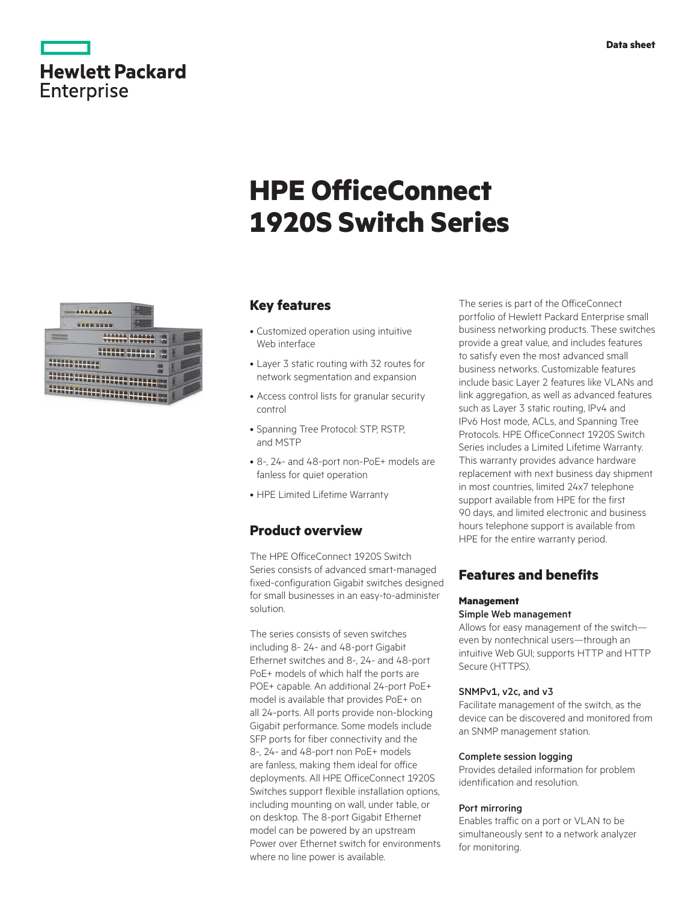Data sheet

# HPE OfficeConnect 1920S Switch Series

## Key features

- Customized operation using intuitive Web interface
- Layer 3 static routing with 32 routes for network segmentation and expansion
- Access control lists for granular security control
- Spanning Tree Protocol: STP, RSTP, and MSTP
- 8-, 24- and 48-port non-PoE+ models are fanless for quiet operation
- HPE Limited Lifetime Warranty

## Product overview

The HPE OfficeConnect 1920S Switch Series consists of advanced smart-managed fixed-configuration Gigabit switches designed for small businesses in an easy-to-administer solution.

The series consists of seven switches including 8- 24- and 48-port Gigabit Ethernet switches and 8-, 24- and 48-port PoE+ models of which half the ports are POE+ capable. An additional 24-port PoE+ model is available that provides PoE+ on all 24-ports. All ports provide non-blocking Gigabit performance. Some models include SFP ports for fiber connectivity and the 8-, 24- and 48-port non PoE+ models are fanless, making them ideal for office deployments. All HPE OfficeConnect 1920S Switches support flexible installation options, including mounting on wall, under table, or on desktop. The 8-port Gigabit Ethernet model can be powered by an upstream Power over Ethernet switch for environments where no line power is available.

The series is part of the OfficeConnect portfolio of Hewlett Packard Enterprise small business networking products. These switches provide a great value, and includes features to satisfy even the most advanced small business networks. Customizable features include basic Layer 2 features like VLANs and link aggregation, as well as advanced features such as Layer 3 static routing, IPv4 and IPv6 Host mode, ACLs, and Spanning Tree Protocols. HPE OfficeConnect 1920S Switch Series includes a Limited Lifetime Warranty. This warranty provides advance hardware replacement with next business day shipment in most countries, limited 24x7 telephone support available from HPE for the first 90 days, and limited electronic and business hours telephone support is available from HPE for the entire warranty period.

## Features and benefits

### Management

**Simple Web management**
Allows for easy management of the switch—even by nontechnical users—through an intuitive Web GUI; supports HTTP and HTTP Secure (HTTPS).

**SNMPv1, v2c, and v3**
Facilitate management of the switch, as the device can be discovered and monitored from an SNMP management station.

**Complete session logging**
Provides detailed information for problem identification and resolution.

**Port mirroring**
Enables traffic on a port or VLAN to be simultaneously sent to a network analyzer for monitoring.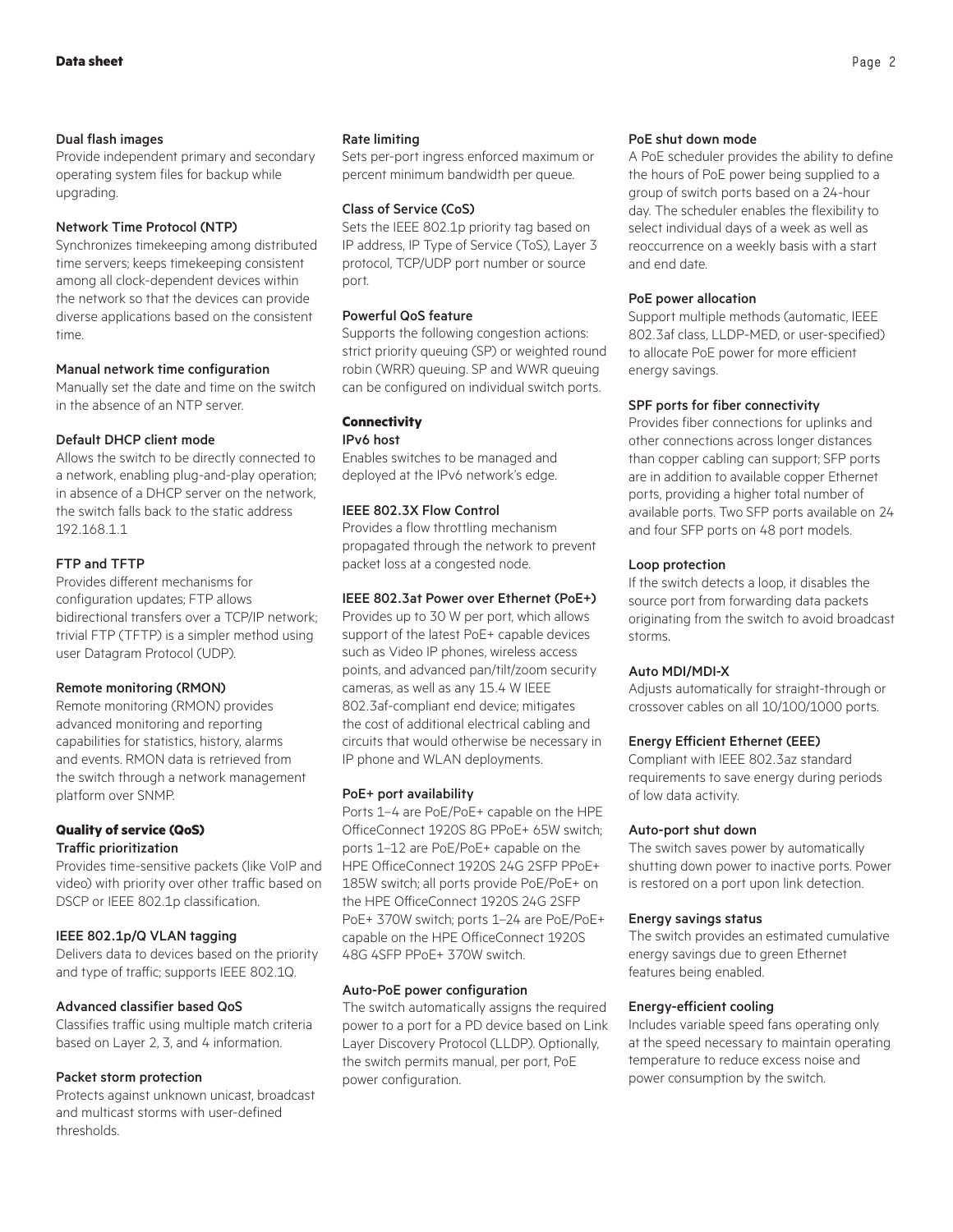### Dual flash images

Provide independent primary and secondary operating system files for backup while upgrading.

### Network Time Protocol (NTP)

Synchronizes timekeeping among distributed time servers; keeps timekeeping consistent among all clock-dependent devices within the network so that the devices can provide diverse applications based on the consistent time.

### Manual network time configuration

Manually set the date and time on the switch in the absence of an NTP server.

### Default DHCP client mode

Allows the switch to be directly connected to a network, enabling plug-and-play operation; in absence of a DHCP server on the network, the switch falls back to the static address 192.168.1.1

### FTP and TFTP

Provides different mechanisms for configuration updates; FTP allows bidirectional transfers over a TCP/IP network; trivial FTP (TFTP) is a simpler method using user Datagram Protocol (UDP).

### Remote monitoring (RMON)

Remote monitoring (RMON) provides advanced monitoring and reporting capabilities for statistics, history, alarms and events. RMON data is retrieved from the switch through a network management platform over SNMP.

## Quality of service (QoS)

### Traffic prioritization

Provides time-sensitive packets (like VoIP and video) with priority over other traffic based on DSCP or IEEE 802.1p classification.

### IEEE 802.1p/Q VLAN tagging

Delivers data to devices based on the priority and type of traffic; supports IEEE 802.1Q.

### Advanced classifier based QoS

Classifies traffic using multiple match criteria based on Layer 2, 3, and 4 information.

### Packet storm protection

Protects against unknown unicast, broadcast and multicast storms with user-defined thresholds.

### Rate limiting

Sets per-port ingress enforced maximum or percent minimum bandwidth per queue.

### Class of Service (CoS)

Sets the IEEE 802.1p priority tag based on IP address, IP Type of Service (ToS), Layer 3 protocol, TCP/UDP port number or source port.

### Powerful QoS feature

Supports the following congestion actions: strict priority queuing (SP) or weighted round robin (WRR) queuing. SP and WWR queuing can be configured on individual switch ports.

## Connectivity

### IPv6 host

Enables switches to be managed and deployed at the IPv6 network's edge.

### IEEE 802.3X Flow Control

Provides a flow throttling mechanism propagated through the network to prevent packet loss at a congested node.

### IEEE 802.3at Power over Ethernet (PoE+)

Provides up to 30 W per port, which allows support of the latest PoE+ capable devices such as Video IP phones, wireless access points, and advanced pan/tilt/zoom security cameras, as well as any 15.4 W IEEE 802.3af-compliant end device; mitigates the cost of additional electrical cabling and circuits that would otherwise be necessary in IP phone and WLAN deployments.

### PoE+ port availability

Ports 1–4 are PoE/PoE+ capable on the HPE OfficeConnect 1920S 8G PPoE+ 65W switch; ports 1–12 are PoE/PoE+ capable on the HPE OfficeConnect 1920S 24G 2SFP PPoE+ 185W switch; all ports provide PoE/PoE+ on the HPE OfficeConnect 1920S 24G 2SFP PoE+ 370W switch; ports 1–24 are PoE/PoE+ capable on the HPE OfficeConnect 1920S 48G 4SFP PPoE+ 370W switch.

### Auto-PoE power configuration

The switch automatically assigns the required power to a port for a PD device based on Link Layer Discovery Protocol (LLDP). Optionally, the switch permits manual, per port, PoE power configuration.

### PoE shut down mode

A PoE scheduler provides the ability to define the hours of PoE power being supplied to a group of switch ports based on a 24-hour day. The scheduler enables the flexibility to select individual days of a week as well as reoccurrence on a weekly basis with a start and end date.

### PoE power allocation

Support multiple methods (automatic, IEEE 802.3af class, LLDP-MED, or user-specified) to allocate PoE power for more efficient energy savings.

### SPF ports for fiber connectivity

Provides fiber connections for uplinks and other connections across longer distances than copper cabling can support; SFP ports are in addition to available copper Ethernet ports, providing a higher total number of available ports. Two SFP ports available on 24 and four SFP ports on 48 port models.

### Loop protection

If the switch detects a loop, it disables the source port from forwarding data packets originating from the switch to avoid broadcast storms.

### Auto MDI/MDI-X

Adjusts automatically for straight-through or crossover cables on all 10/100/1000 ports.

### Energy Efficient Ethernet (EEE)

Compliant with IEEE 802.3az standard requirements to save energy during periods of low data activity.

### Auto-port shut down

The switch saves power by automatically shutting down power to inactive ports. Power is restored on a port upon link detection.

### Energy savings status

The switch provides an estimated cumulative energy savings due to green Ethernet features being enabled.

### Energy-efficient cooling

Includes variable speed fans operating only at the speed necessary to maintain operating temperature to reduce excess noise and power consumption by the switch.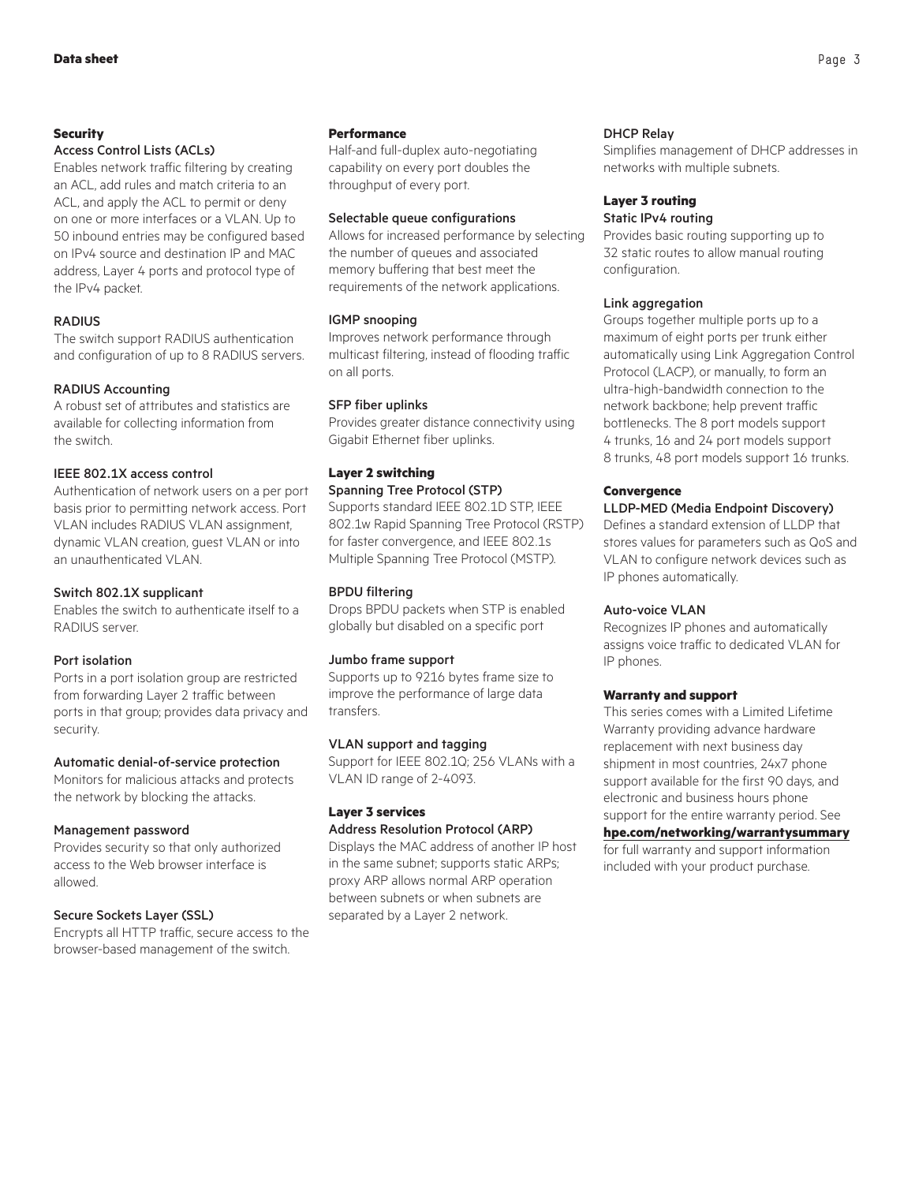## Security

### Access Control Lists (ACLs)

Enables network traffic filtering by creating an ACL, add rules and match criteria to an ACL, and apply the ACL to permit or deny on one or more interfaces or a VLAN. Up to 50 inbound entries may be configured based on IPv4 source and destination IP and MAC address, Layer 4 ports and protocol type of the IPv4 packet.

### RADIUS

The switch support RADIUS authentication and configuration of up to 8 RADIUS servers.

### RADIUS Accounting

A robust set of attributes and statistics are available for collecting information from the switch.

### IEEE 802.1X access control

Authentication of network users on a per port basis prior to permitting network access. Port VLAN includes RADIUS VLAN assignment, dynamic VLAN creation, guest VLAN or into an unauthenticated VLAN.

### Switch 802.1X supplicant

Enables the switch to authenticate itself to a RADIUS server.

### Port isolation

Ports in a port isolation group are restricted from forwarding Layer 2 traffic between ports in that group; provides data privacy and security.

### Automatic denial-of-service protection

Monitors for malicious attacks and protects the network by blocking the attacks.

### Management password

Provides security so that only authorized access to the Web browser interface is allowed.

### Secure Sockets Layer (SSL)

Encrypts all HTTP traffic, secure access to the browser-based management of the switch.

## Performance

Half-and full-duplex auto-negotiating capability on every port doubles the throughput of every port.

### Selectable queue configurations

Allows for increased performance by selecting the number of queues and associated memory buffering that best meet the requirements of the network applications.

### IGMP snooping

Improves network performance through multicast filtering, instead of flooding traffic on all ports.

### SFP fiber uplinks

Provides greater distance connectivity using Gigabit Ethernet fiber uplinks.

## Layer 2 switching

### Spanning Tree Protocol (STP)

Supports standard IEEE 802.1D STP, IEEE 802.1w Rapid Spanning Tree Protocol (RSTP) for faster convergence, and IEEE 802.1s Multiple Spanning Tree Protocol (MSTP).

### BPDU filtering

Drops BPDU packets when STP is enabled globally but disabled on a specific port

### Jumbo frame support

Supports up to 9216 bytes frame size to improve the performance of large data transfers.

### VLAN support and tagging

Support for IEEE 802.1Q; 256 VLANs with a VLAN ID range of 2-4093.

## Layer 3 services

### Address Resolution Protocol (ARP)

Displays the MAC address of another IP host in the same subnet; supports static ARPs; proxy ARP allows normal ARP operation between subnets or when subnets are separated by a Layer 2 network.

### DHCP Relay

Simplifies management of DHCP addresses in networks with multiple subnets.

## Layer 3 routing

### Static IPv4 routing

Provides basic routing supporting up to 32 static routes to allow manual routing configuration.

### Link aggregation

Groups together multiple ports up to a maximum of eight ports per trunk either automatically using Link Aggregation Control Protocol (LACP), or manually, to form an ultra-high-bandwidth connection to the network backbone; help prevent traffic bottlenecks. The 8 port models support 4 trunks, 16 and 24 port models support 8 trunks, 48 port models support 16 trunks.

## Convergence

### LLDP-MED (Media Endpoint Discovery)

Defines a standard extension of LLDP that stores values for parameters such as QoS and VLAN to configure network devices such as IP phones automatically.

### Auto-voice VLAN

Recognizes IP phones and automatically assigns voice traffic to dedicated VLAN for IP phones.

## Warranty and support

This series comes with a Limited Lifetime Warranty providing advance hardware replacement with next business day shipment in most countries, 24x7 phone support available for the first 90 days, and electronic and business hours phone support for the entire warranty period. See **hpe.com/networking/warrantysummary** for full warranty and support information included with your product purchase.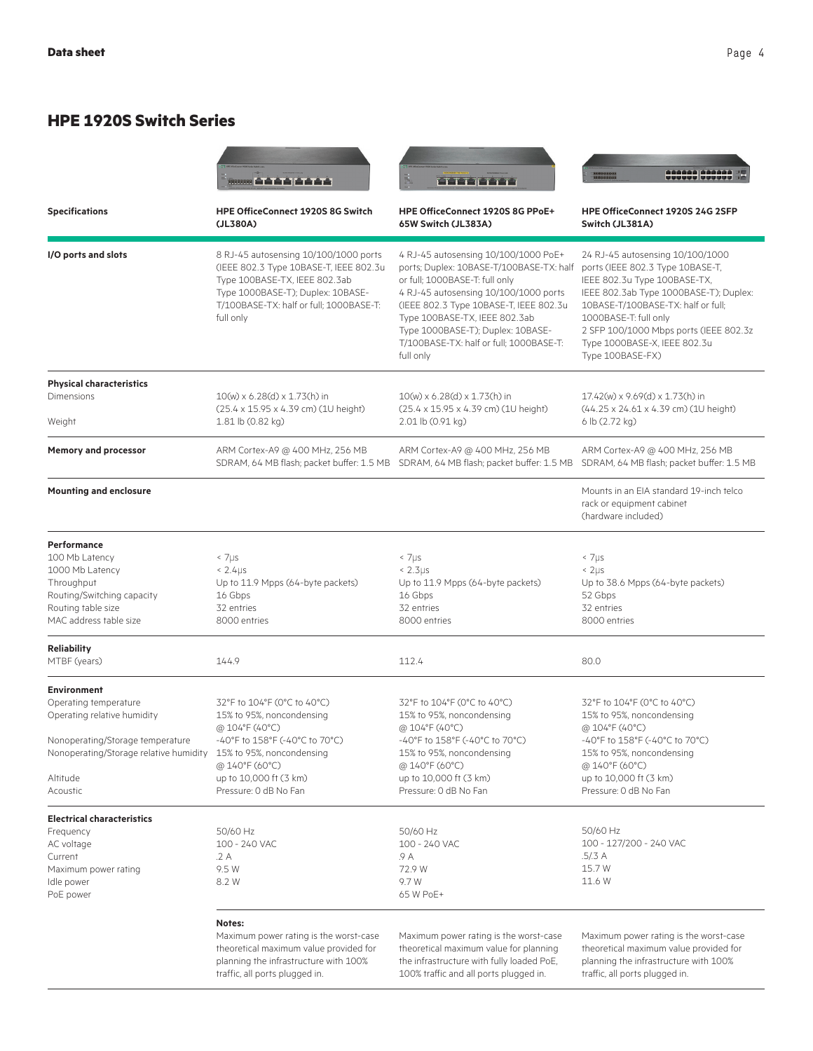## HPE 1920S Switch Series

| Specifications | HPE OfficeConnect 1920S 8G Switch (JL380A) | HPE OfficeConnect 1920S 8G PPoE+ 65W Switch (JL383A) | HPE OfficeConnect 1920S 24G 2SFP Switch (JL381A) |
|---|---|---|---|
| **I/O ports and slots** | 8 RJ-45 autosensing 10/100/1000 ports (IEEE 802.3 Type 10BASE-T, IEEE 802.3u Type 100BASE-TX, IEEE 802.3ab Type 1000BASE-T); Duplex: 10BASE-T/100BASE-TX: half or full; 1000BASE-T: full only | 4 RJ-45 autosensing 10/100/1000 PoE+ ports; Duplex: 10BASE-T/100BASE-TX: half or full; 1000BASE-T: full only<br>4 RJ-45 autosensing 10/100/1000 ports (IEEE 802.3 Type 10BASE-T, IEEE 802.3u Type 100BASE-TX, IEEE 802.3ab Type 1000BASE-T); Duplex: 10BASE-T/100BASE-TX: half or full; 1000BASE-T: full only | 24 RJ-45 autosensing 10/100/1000 ports (IEEE 802.3 Type 10BASE-T, IEEE 802.3u Type 100BASE-TX, IEEE 802.3ab Type 1000BASE-T); Duplex: 10BASE-T/100BASE-TX: half or full; 1000BASE-T: full only<br>2 SFP 100/1000 Mbps ports (IEEE 802.3z Type 1000BASE-X, IEEE 802.3u Type 100BASE-FX) |
| **Physical characteristics** | | | |
| Dimensions | 10(w) x 6.28(d) x 1.73(h) in (25.4 x 15.95 x 4.39 cm) (1U height) | 10(w) x 6.28(d) x 1.73(h) in (25.4 x 15.95 x 4.39 cm) (1U height) | 17.42(w) x 9.69(d) x 1.73(h) in (44.25 x 24.61 x 4.39 cm) (1U height) |
| Weight | 1.81 lb (0.82 kg) | 2.01 lb (0.91 kg) | 6 lb (2.72 kg) |
| **Memory and processor** | ARM Cortex-A9 @ 400 MHz, 256 MB SDRAM, 64 MB flash; packet buffer: 1.5 MB | ARM Cortex-A9 @ 400 MHz, 256 MB SDRAM, 64 MB flash; packet buffer: 1.5 MB | ARM Cortex-A9 @ 400 MHz, 256 MB SDRAM, 64 MB flash; packet buffer: 1.5 MB |
| **Mounting and enclosure** | | | Mounts in an EIA standard 19-inch telco rack or equipment cabinet (hardware included) |
| **Performance** | | | |
| 100 Mb Latency | < 7µs | < 7µs | < 7µs |
| 1000 Mb Latency | < 2.4µs | < 2.3µs | < 2µs |
| Throughput | Up to 11.9 Mpps (64-byte packets) | Up to 11.9 Mpps (64-byte packets) | Up to 38.6 Mpps (64-byte packets) |
| Routing/Switching capacity | 16 Gbps | 16 Gbps | 52 Gbps |
| Routing table size | 32 entries | 32 entries | 32 entries |
| MAC address table size | 8000 entries | 8000 entries | 8000 entries |
| **Reliability** | | | |
| MTBF (years) | 144.9 | 112.4 | 80.0 |
| **Environment** | | | |
| Operating temperature | 32°F to 104°F (0°C to 40°C) | 32°F to 104°F (0°C to 40°C) | 32°F to 104°F (0°C to 40°C) |
| Operating relative humidity | 15% to 95%, noncondensing @ 104°F (40°C) | 15% to 95%, noncondensing @ 104°F (40°C) | 15% to 95%, noncondensing @ 104°F (40°C) |
| Nonoperating/Storage temperature | -40°F to 158°F (-40°C to 70°C) | -40°F to 158°F (-40°C to 70°C) | -40°F to 158°F (-40°C to 70°C) |
| Nonoperating/Storage relative humidity | 15% to 95%, noncondensing @ 140°F (60°C) | 15% to 95%, noncondensing @ 140°F (60°C) | 15% to 95%, noncondensing @ 140°F (60°C) |
| Altitude | up to 10,000 ft (3 km) | up to 10,000 ft (3 km) | up to 10,000 ft (3 km) |
| Acoustic | Pressure: 0 dB No Fan | Pressure: 0 dB No Fan | Pressure: 0 dB No Fan |
| **Electrical characteristics** | | | |
| Frequency | 50/60 Hz | 50/60 Hz | 50/60 Hz |
| AC voltage | 100 - 240 VAC | 100 - 240 VAC | 100 - 127/200 - 240 VAC |
| Current | .2 A | .9 A | .5/.3 A |
| Maximum power rating | 9.5 W | 72.9 W | 15.7 W |
| Idle power | 8.2 W | 9.7 W | 11.6 W |
| PoE power | | 65 W PoE+ | |
| | **Notes:**<br>Maximum power rating is the worst-case theoretical maximum value provided for planning the infrastructure with 100% traffic, all ports plugged in. | Maximum power rating is the worst-case theoretical maximum value provided for planning the infrastructure with fully loaded PoE, 100% traffic and all ports plugged in. | Maximum power rating is the worst-case theoretical maximum value provided for planning the infrastructure with 100% traffic, all ports plugged in. |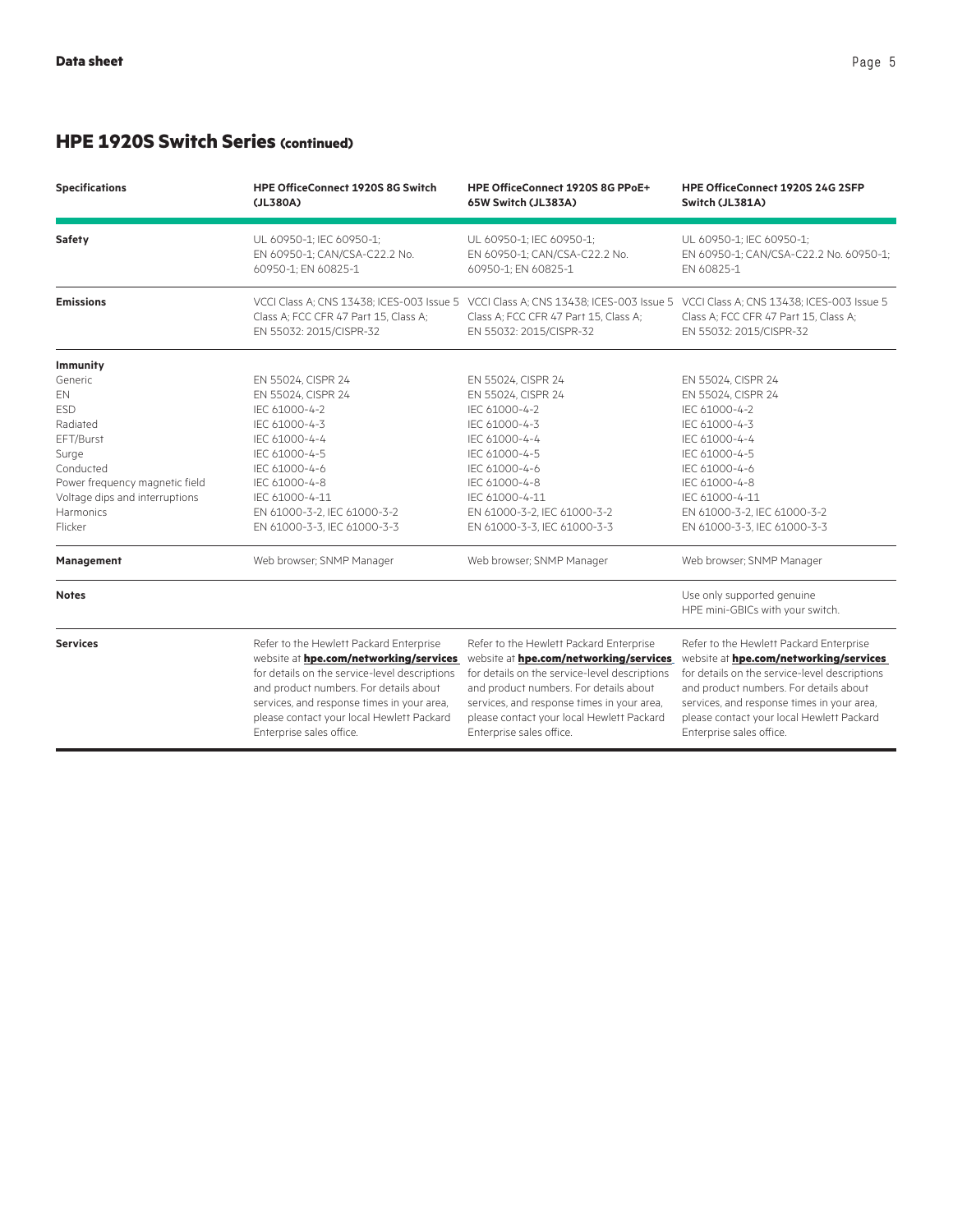## HPE 1920S Switch Series (continued)

| Specifications | HPE OfficeConnect 1920S 8G Switch (JL380A) | HPE OfficeConnect 1920S 8G PPoE+ 65W Switch (JL383A) | HPE OfficeConnect 1920S 24G 2SFP Switch (JL381A) |
|---|---|---|---|
| **Safety** | UL 60950-1; IEC 60950-1; EN 60950-1; CAN/CSA-C22.2 No. 60950-1; EN 60825-1 | UL 60950-1; IEC 60950-1; EN 60950-1; CAN/CSA-C22.2 No. 60950-1; EN 60825-1 | UL 60950-1; IEC 60950-1; EN 60950-1; CAN/CSA-C22.2 No. 60950-1; EN 60825-1 |
| **Emissions** | VCCI Class A; CNS 13438; ICES-003 Issue 5 Class A; FCC CFR 47 Part 15, Class A; EN 55032: 2015/CISPR-32 | VCCI Class A; CNS 13438; ICES-003 Issue 5 Class A; FCC CFR 47 Part 15, Class A; EN 55032: 2015/CISPR-32 | VCCI Class A; CNS 13438; ICES-003 Issue 5 Class A; FCC CFR 47 Part 15, Class A; EN 55032: 2015/CISPR-32 |
| **Immunity** | | | |
| Generic | EN 55024, CISPR 24 | EN 55024, CISPR 24 | EN 55024, CISPR 24 |
| EN | EN 55024, CISPR 24 | EN 55024, CISPR 24 | EN 55024, CISPR 24 |
| ESD | IEC 61000-4-2 | IEC 61000-4-2 | IEC 61000-4-2 |
| Radiated | IEC 61000-4-3 | IEC 61000-4-3 | IEC 61000-4-3 |
| EFT/Burst | IEC 61000-4-4 | IEC 61000-4-4 | IEC 61000-4-4 |
| Surge | IEC 61000-4-5 | IEC 61000-4-5 | IEC 61000-4-5 |
| Conducted | IEC 61000-4-6 | IEC 61000-4-6 | IEC 61000-4-6 |
| Power frequency magnetic field | IEC 61000-4-8 | IEC 61000-4-8 | IEC 61000-4-8 |
| Voltage dips and interruptions | IEC 61000-4-11 | IEC 61000-4-11 | IEC 61000-4-11 |
| Harmonics | EN 61000-3-2, IEC 61000-3-2 | EN 61000-3-2, IEC 61000-3-2 | EN 61000-3-2, IEC 61000-3-2 |
| Flicker | EN 61000-3-3, IEC 61000-3-3 | EN 61000-3-3, IEC 61000-3-3 | EN 61000-3-3, IEC 61000-3-3 |
| **Management** | Web browser; SNMP Manager | Web browser; SNMP Manager | Web browser; SNMP Manager |
| **Notes** | | | Use only supported genuine HPE mini-GBICs with your switch. |
| **Services** | Refer to the Hewlett Packard Enterprise website at **hpe.com/networking/services** for details on the service-level descriptions and product numbers. For details about services, and response times in your area, please contact your local Hewlett Packard Enterprise sales office. | Refer to the Hewlett Packard Enterprise website at **hpe.com/networking/services** for details on the service-level descriptions and product numbers. For details about services, and response times in your area, please contact your local Hewlett Packard Enterprise sales office. | Refer to the Hewlett Packard Enterprise website at **hpe.com/networking/services** for details on the service-level descriptions and product numbers. For details about services, and response times in your area, please contact your local Hewlett Packard Enterprise sales office. |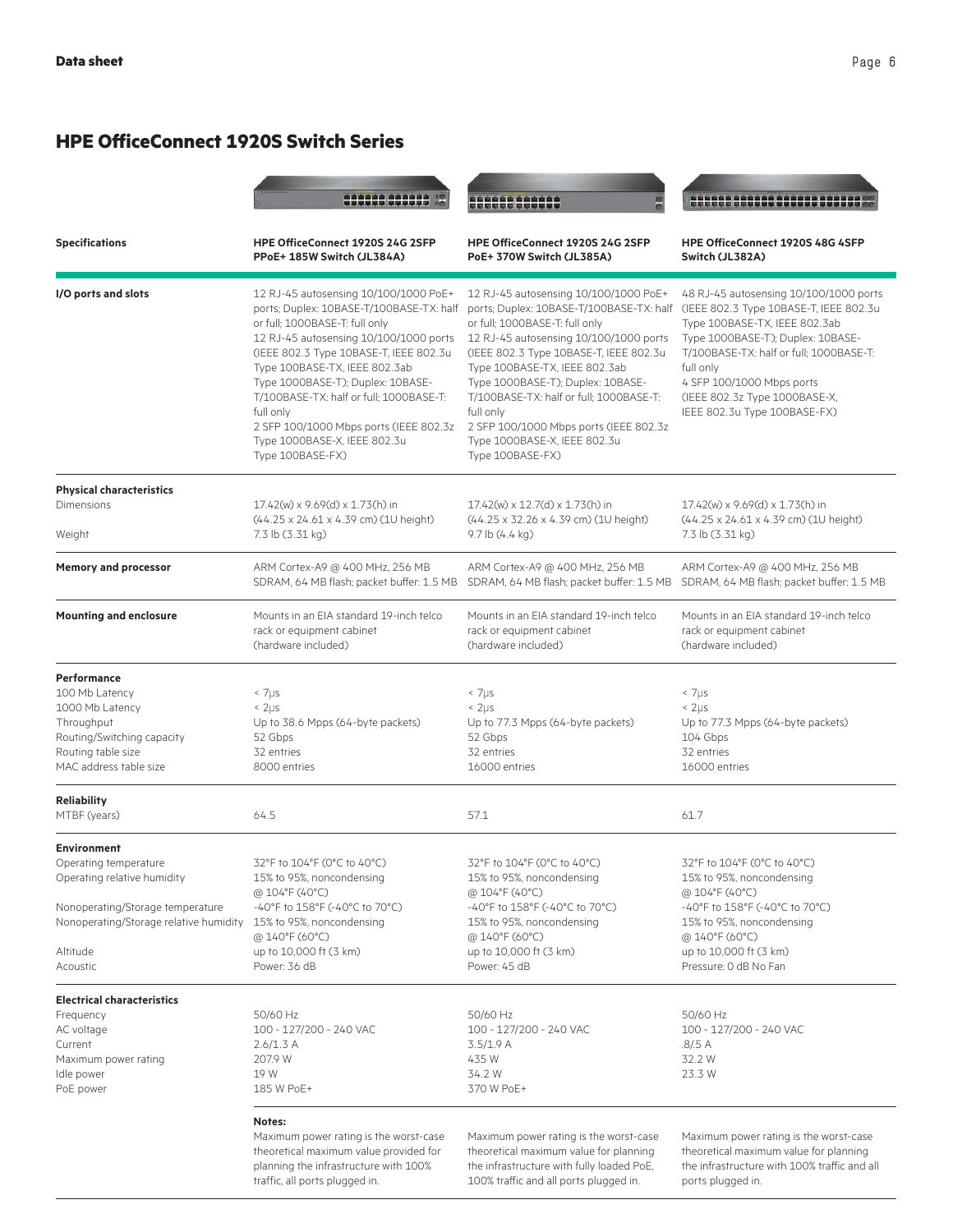## HPE OfficeConnect 1920S Switch Series

| Specifications | HPE OfficeConnect 1920S 24G 2SFP PPoE+ 185W Switch (JL384A) | HPE OfficeConnect 1920S 24G 2SFP PoE+ 370W Switch (JL385A) | HPE OfficeConnect 1920S 48G 4SFP Switch (JL382A) |
|---|---|---|---|
| **I/O ports and slots** | 12 RJ-45 autosensing 10/100/1000 PoE+ ports; Duplex: 10BASE-T/100BASE-TX: half or full; 1000BASE-T: full only<br>12 RJ-45 autosensing 10/100/1000 ports (IEEE 802.3 Type 10BASE-T, IEEE 802.3u Type 100BASE-TX, IEEE 802.3ab Type 1000BASE-T); Duplex: 10BASE-T/100BASE-TX: half or full; 1000BASE-T: full only<br>2 SFP 100/1000 Mbps ports (IEEE 802.3z Type 1000BASE-X, IEEE 802.3u Type 100BASE-FX) | 12 RJ-45 autosensing 10/100/1000 PoE+ ports; Duplex: 10BASE-T/100BASE-TX: half or full; 1000BASE-T: full only<br>12 RJ-45 autosensing 10/100/1000 ports (IEEE 802.3 Type 10BASE-T, IEEE 802.3u Type 100BASE-TX, IEEE 802.3ab Type 1000BASE-T); Duplex: 10BASE-T/100BASE-TX: half or full; 1000BASE-T: full only<br>2 SFP 100/1000 Mbps ports (IEEE 802.3z Type 1000BASE-X, IEEE 802.3u Type 100BASE-FX) | 48 RJ-45 autosensing 10/100/1000 ports (IEEE 802.3 Type 10BASE-T, IEEE 802.3u Type 100BASE-TX, IEEE 802.3ab Type 1000BASE-T); Duplex: 10BASE-T/100BASE-TX: half or full; 1000BASE-T: full only<br>4 SFP 100/1000 Mbps ports (IEEE 802.3z Type 1000BASE-X, IEEE 802.3u Type 100BASE-FX) |
| **Physical characteristics** | | | |
| Dimensions | 17.42(w) x 9.69(d) x 1.73(h) in (44.25 x 24.61 x 4.39 cm) (1U height) | 17.42(w) x 12.7(d) x 1.73(h) in (44.25 x 32.26 x 4.39 cm) (1U height) | 17.42(w) x 9.69(d) x 1.73(h) in (44.25 x 24.61 x 4.39 cm) (1U height) |
| Weight | 7.3 lb (3.31 kg) | 9.7 lb (4.4 kg) | 7.3 lb (3.31 kg) |
| **Memory and processor** | ARM Cortex-A9 @ 400 MHz, 256 MB SDRAM, 64 MB flash; packet buffer: 1.5 MB | ARM Cortex-A9 @ 400 MHz, 256 MB SDRAM, 64 MB flash; packet buffer: 1.5 MB | ARM Cortex-A9 @ 400 MHz, 256 MB SDRAM, 64 MB flash; packet buffer: 1.5 MB |
| **Mounting and enclosure** | Mounts in an EIA standard 19-inch telco rack or equipment cabinet (hardware included) | Mounts in an EIA standard 19-inch telco rack or equipment cabinet (hardware included) | Mounts in an EIA standard 19-inch telco rack or equipment cabinet (hardware included) |
| **Performance** | | | |
| 100 Mb Latency | < 7µs | < 7µs | < 7µs |
| 1000 Mb Latency | < 2µs | < 2µs | < 2µs |
| Throughput | Up to 38.6 Mpps (64-byte packets) | Up to 77.3 Mpps (64-byte packets) | Up to 77.3 Mpps (64-byte packets) |
| Routing/Switching capacity | 52 Gbps | 52 Gbps | 104 Gbps |
| Routing table size | 32 entries | 32 entries | 32 entries |
| MAC address table size | 8000 entries | 16000 entries | 16000 entries |
| **Reliability** | | | |
| MTBF (years) | 64.5 | 57.1 | 61.7 |
| **Environment** | | | |
| Operating temperature | 32°F to 104°F (0°C to 40°C) | 32°F to 104°F (0°C to 40°C) | 32°F to 104°F (0°C to 40°C) |
| Operating relative humidity | 15% to 95%, noncondensing @ 104°F (40°C) | 15% to 95%, noncondensing @ 104°F (40°C) | 15% to 95%, noncondensing @ 104°F (40°C) |
| Nonoperating/Storage temperature | -40°F to 158°F (-40°C to 70°C) | -40°F to 158°F (-40°C to 70°C) | -40°F to 158°F (-40°C to 70°C) |
| Nonoperating/Storage relative humidity | 15% to 95%, noncondensing @ 140°F (60°C) | 15% to 95%, noncondensing @ 140°F (60°C) | 15% to 95%, noncondensing @ 140°F (60°C) |
| Altitude | up to 10,000 ft (3 km) | up to 10,000 ft (3 km) | up to 10,000 ft (3 km) |
| Acoustic | Power: 36 dB | Power: 45 dB | Pressure: 0 dB No Fan |
| **Electrical characteristics** | | | |
| Frequency | 50/60 Hz | 50/60 Hz | 50/60 Hz |
| AC voltage | 100 - 127/200 - 240 VAC | 100 - 127/200 - 240 VAC | 100 - 127/200 - 240 VAC |
| Current | 2.6/1.3 A | 3.5/1.9 A | .8/.5 A |
| Maximum power rating | 207.9 W | 435 W | 32.2 W |
| Idle power | 19 W | 34.2 W | 23.3 W |
| PoE power | 185 W PoE+ | 370 W PoE+ | |
| | **Notes:**<br>Maximum power rating is the worst-case theoretical maximum value provided for planning the infrastructure with 100% traffic, all ports plugged in. | Maximum power rating is the worst-case theoretical maximum value for planning the infrastructure with fully loaded PoE, 100% traffic and all ports plugged in. | Maximum power rating is the worst-case theoretical maximum value for planning the infrastructure with 100% traffic and all ports plugged in. |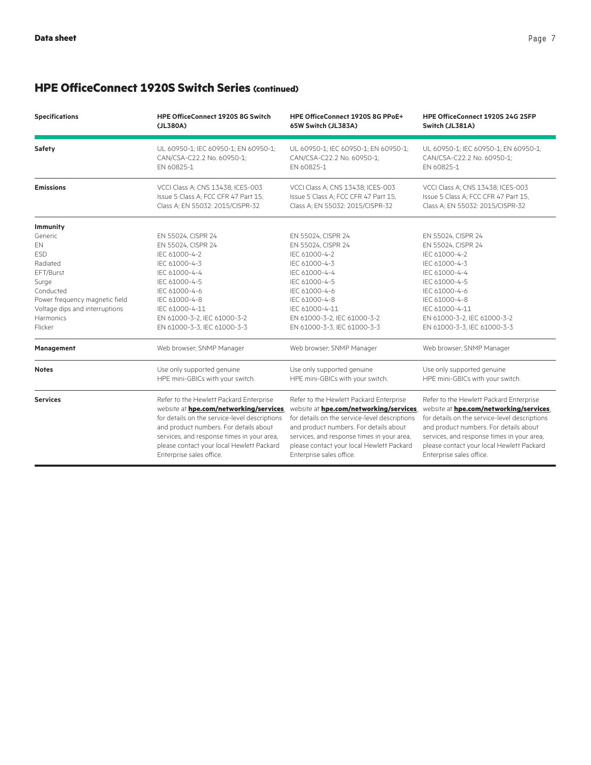## HPE OfficeConnect 1920S Switch Series (continued)

| Specifications | HPE OfficeConnect 1920S 8G Switch (JL380A) | HPE OfficeConnect 1920S 8G PPoE+ 65W Switch (JL383A) | HPE OfficeConnect 1920S 24G 2SFP Switch (JL381A) |
|---|---|---|---|
| **Safety** | UL 60950-1; IEC 60950-1; EN 60950-1; CAN/CSA-C22.2 No. 60950-1; EN 60825-1 | UL 60950-1; IEC 60950-1; EN 60950-1; CAN/CSA-C22.2 No. 60950-1; EN 60825-1 | UL 60950-1; IEC 60950-1; EN 60950-1; CAN/CSA-C22.2 No. 60950-1; EN 60825-1 |
| **Emissions** | VCCI Class A; CNS 13438; ICES-003 Issue 5 Class A; FCC CFR 47 Part 15, Class A; EN 55032: 2015/CISPR-32 | VCCI Class A; CNS 13438; ICES-003 Issue 5 Class A; FCC CFR 47 Part 15, Class A; EN 55032: 2015/CISPR-32 | VCCI Class A; CNS 13438; ICES-003 Issue 5 Class A; FCC CFR 47 Part 15, Class A; EN 55032: 2015/CISPR-32 |
| **Immunity** | | | |
| Generic | EN 55024, CISPR 24 | EN 55024, CISPR 24 | EN 55024, CISPR 24 |
| EN | EN 55024, CISPR 24 | EN 55024, CISPR 24 | EN 55024, CISPR 24 |
| ESD | IEC 61000-4-2 | IEC 61000-4-2 | IEC 61000-4-2 |
| Radiated | IEC 61000-4-3 | IEC 61000-4-3 | IEC 61000-4-3 |
| EFT/Burst | IEC 61000-4-4 | IEC 61000-4-4 | IEC 61000-4-4 |
| Surge | IEC 61000-4-5 | IEC 61000-4-5 | IEC 61000-4-5 |
| Conducted | IEC 61000-4-6 | IEC 61000-4-6 | IEC 61000-4-6 |
| Power frequency magnetic field | IEC 61000-4-8 | IEC 61000-4-8 | IEC 61000-4-8 |
| Voltage dips and interruptions | IEC 61000-4-11 | IEC 61000-4-11 | IEC 61000-4-11 |
| Harmonics | EN 61000-3-2, IEC 61000-3-2 | EN 61000-3-2, IEC 61000-3-2 | EN 61000-3-2, IEC 61000-3-2 |
| Flicker | EN 61000-3-3, IEC 61000-3-3 | EN 61000-3-3, IEC 61000-3-3 | EN 61000-3-3, IEC 61000-3-3 |
| **Management** | Web browser; SNMP Manager | Web browser; SNMP Manager | Web browser; SNMP Manager |
| **Notes** | Use only supported genuine HPE mini-GBICs with your switch. | Use only supported genuine HPE mini-GBICs with your switch. | Use only supported genuine HPE mini-GBICs with your switch. |
| **Services** | Refer to the Hewlett Packard Enterprise website at **hpe.com/networking/services** for details on the service-level descriptions and product numbers. For details about services, and response times in your area, please contact your local Hewlett Packard Enterprise sales office. | Refer to the Hewlett Packard Enterprise website at **hpe.com/networking/services** for details on the service-level descriptions and product numbers. For details about services, and response times in your area, please contact your local Hewlett Packard Enterprise sales office. | Refer to the Hewlett Packard Enterprise website at **hpe.com/networking/services** for details on the service-level descriptions and product numbers. For details about services, and response times in your area, please contact your local Hewlett Packard Enterprise sales office. |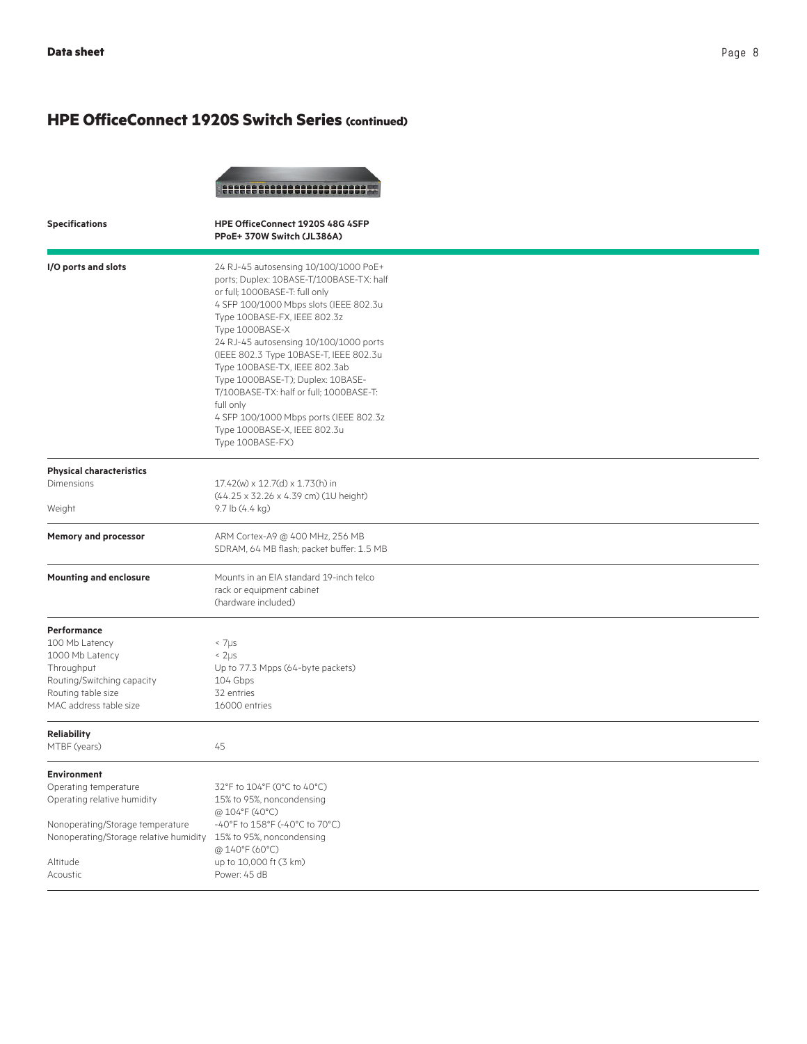## HPE OfficeConnect 1920S Switch Series (continued)

| Specifications | HPE OfficeConnect 1920S 48G 4SFP PPoE+ 370W Switch (JL386A) |
|---|---|
| **I/O ports and slots** | 24 RJ-45 autosensing 10/100/1000 PoE+ ports; Duplex: 10BASE-T/100BASE-TX: half or full; 1000BASE-T: full only<br>4 SFP 100/1000 Mbps slots (IEEE 802.3u Type 100BASE-FX, IEEE 802.3z Type 1000BASE-X<br>24 RJ-45 autosensing 10/100/1000 ports (IEEE 802.3 Type 10BASE-T, IEEE 802.3u Type 100BASE-TX, IEEE 802.3ab Type 1000BASE-T); Duplex: 10BASE-T/100BASE-TX: half or full; 1000BASE-T: full only<br>4 SFP 100/1000 Mbps ports (IEEE 802.3z Type 1000BASE-X, IEEE 802.3u Type 100BASE-FX) |
| **Physical characteristics** | |
| Dimensions | 17.42(w) x 12.7(d) x 1.73(h) in (44.25 x 32.26 x 4.39 cm) (1U height) |
| Weight | 9.7 lb (4.4 kg) |
| **Memory and processor** | ARM Cortex-A9 @ 400 MHz, 256 MB SDRAM, 64 MB flash; packet buffer: 1.5 MB |
| **Mounting and enclosure** | Mounts in an EIA standard 19-inch telco rack or equipment cabinet (hardware included) |
| **Performance** | |
| 100 Mb Latency | < 7µs |
| 1000 Mb Latency | < 2µs |
| Throughput | Up to 77.3 Mpps (64-byte packets) |
| Routing/Switching capacity | 104 Gbps |
| Routing table size | 32 entries |
| MAC address table size | 16000 entries |
| **Reliability** | |
| MTBF (years) | 45 |
| **Environment** | |
| Operating temperature | 32°F to 104°F (0°C to 40°C) |
| Operating relative humidity | 15% to 95%, noncondensing @ 104°F (40°C) |
| Nonoperating/Storage temperature | -40°F to 158°F (-40°C to 70°C) |
| Nonoperating/Storage relative humidity | 15% to 95%, noncondensing @ 140°F (60°C) |
| Altitude | up to 10,000 ft (3 km) |
| Acoustic | Power: 45 dB |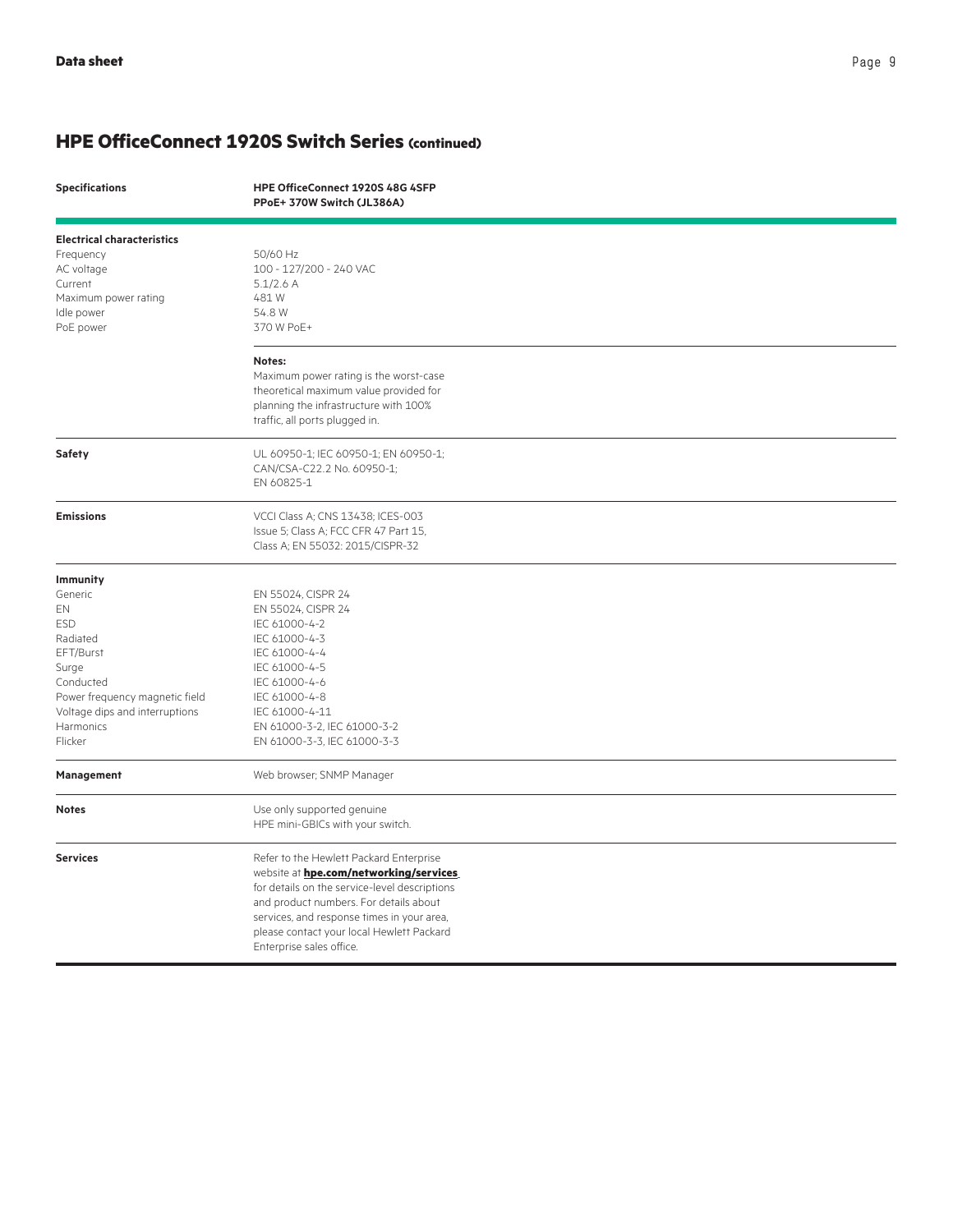## HPE OfficeConnect 1920S Switch Series (continued)

| Specifications | HPE OfficeConnect 1920S 48G 4SFP PPoE+ 370W Switch (JL386A) |
| --- | --- |
| **Electrical characteristics** | |
| Frequency | 50/60 Hz |
| AC voltage | 100 - 127/200 - 240 VAC |
| Current | 5.1/2.6 A |
| Maximum power rating | 481 W |
| Idle power | 54.8 W |
| PoE power | 370 W PoE+ |
| | **Notes:** Maximum power rating is the worst-case theoretical maximum value provided for planning the infrastructure with 100% traffic, all ports plugged in. |
| **Safety** | UL 60950-1; IEC 60950-1; EN 60950-1; CAN/CSA-C22.2 No. 60950-1; EN 60825-1 |
| **Emissions** | VCCI Class A; CNS 13438; ICES-003 Issue 5; Class A; FCC CFR 47 Part 15, Class A; EN 55032: 2015/CISPR-32 |
| **Immunity** | |
| Generic | EN 55024, CISPR 24 |
| EN | EN 55024, CISPR 24 |
| ESD | IEC 61000-4-2 |
| Radiated | IEC 61000-4-3 |
| EFT/Burst | IEC 61000-4-4 |
| Surge | IEC 61000-4-5 |
| Conducted | IEC 61000-4-6 |
| Power frequency magnetic field | IEC 61000-4-8 |
| Voltage dips and interruptions | IEC 61000-4-11 |
| Harmonics | EN 61000-3-2, IEC 61000-3-2 |
| Flicker | EN 61000-3-3, IEC 61000-3-3 |
| **Management** | Web browser; SNMP Manager |
| **Notes** | Use only supported genuine HPE mini-GBICs with your switch. |
| **Services** | Refer to the Hewlett Packard Enterprise website at **hpe.com/networking/services** for details on the service-level descriptions and product numbers. For details about services, and response times in your area, please contact your local Hewlett Packard Enterprise sales office. |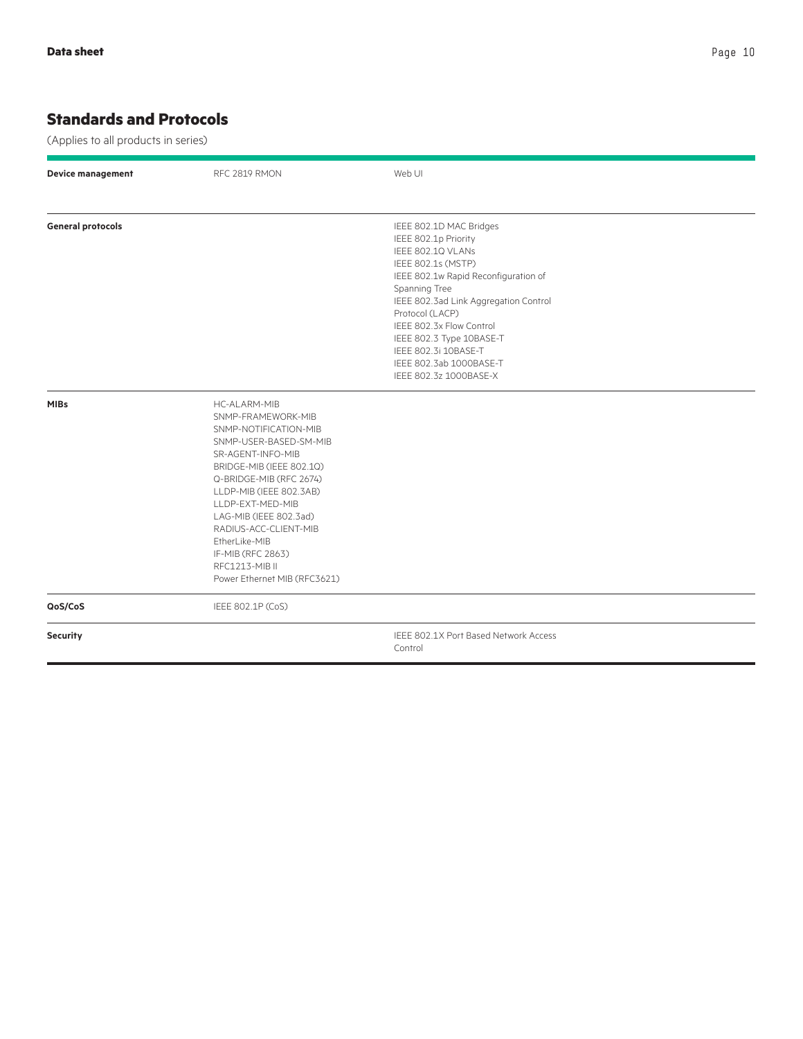## Standards and Protocols

(Applies to all products in series)

| | | |
|---|---|---|
| **Device management** | RFC 2819 RMON | Web UI |
| **General protocols** | | IEEE 802.1D MAC Bridges<br>IEEE 802.1p Priority<br>IEEE 802.1Q VLANs<br>IEEE 802.1s (MSTP)<br>IEEE 802.1w Rapid Reconfiguration of Spanning Tree<br>IEEE 802.3ad Link Aggregation Control Protocol (LACP)<br>IEEE 802.3x Flow Control<br>IEEE 802.3 Type 10BASE-T<br>IEEE 802.3i 10BASE-T<br>IEEE 802.3ab 1000BASE-T<br>IEEE 802.3z 1000BASE-X |
| **MIBs** | HC-ALARM-MIB<br>SNMP-FRAMEWORK-MIB<br>SNMP-NOTIFICATION-MIB<br>SNMP-USER-BASED-SM-MIB<br>SR-AGENT-INFO-MIB<br>BRIDGE-MIB (IEEE 802.1Q)<br>Q-BRIDGE-MIB (RFC 2674)<br>LLDP-MIB (IEEE 802.3AB)<br>LLDP-EXT-MED-MIB<br>LAG-MIB (IEEE 802.3ad)<br>RADIUS-ACC-CLIENT-MIB<br>EtherLike-MIB<br>IF-MIB (RFC 2863)<br>RFC1213-MIB II<br>Power Ethernet MIB (RFC3621) | |
| **QoS/CoS** | IEEE 802.1P (CoS) | |
| **Security** | | IEEE 802.1X Port Based Network Access Control |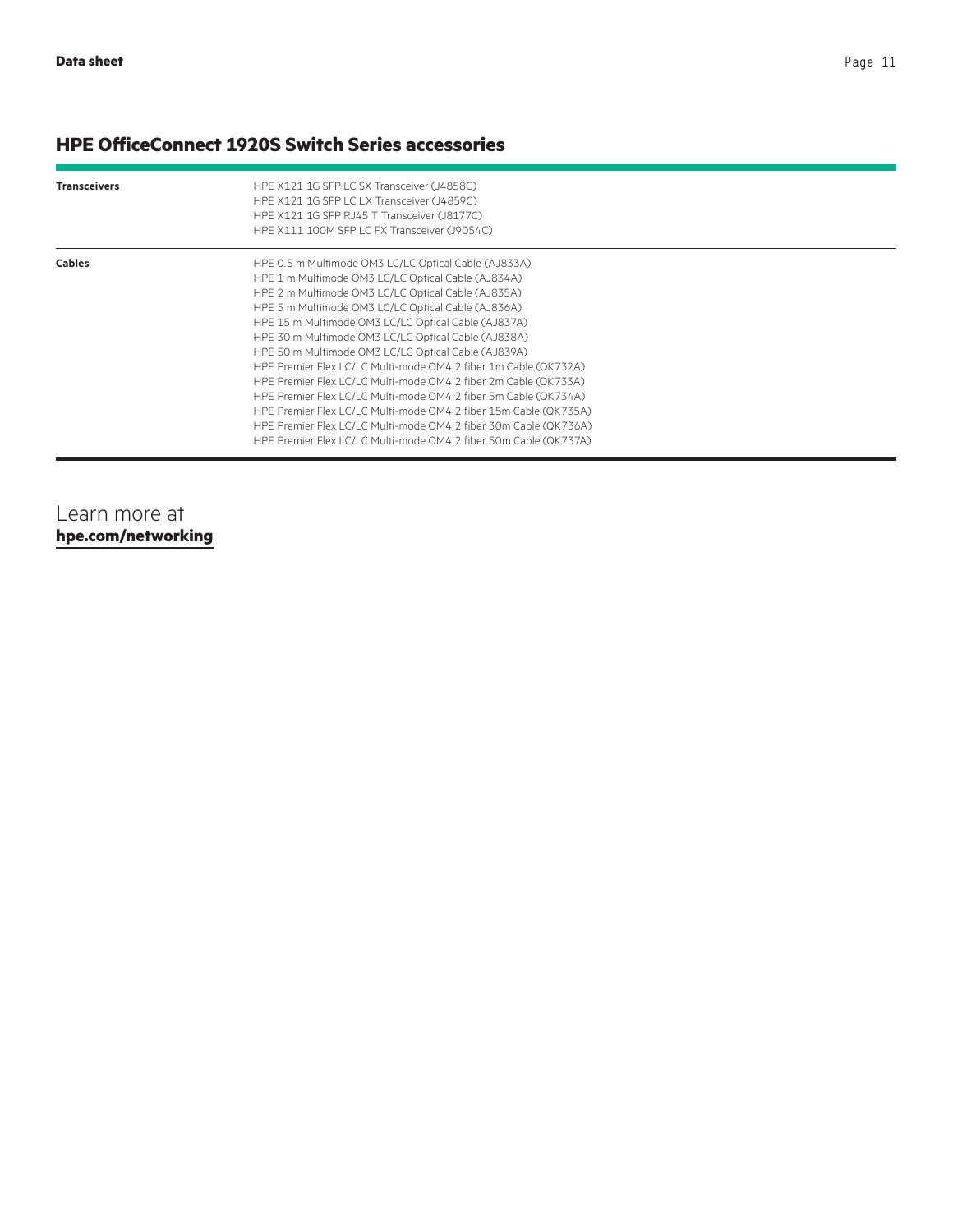## HPE OfficeConnect 1920S Switch Series accessories

| | |
|---|---|
| **Transceivers** | HPE X121 1G SFP LC SX Transceiver (J4858C)<br>HPE X121 1G SFP LC LX Transceiver (J4859C)<br>HPE X121 1G SFP RJ45 T Transceiver (J8177C)<br>HPE X111 100M SFP LC FX Transceiver (J9054C) |
| **Cables** | HPE 0.5 m Multimode OM3 LC/LC Optical Cable (AJ833A)<br>HPE 1 m Multimode OM3 LC/LC Optical Cable (AJ834A)<br>HPE 2 m Multimode OM3 LC/LC Optical Cable (AJ835A)<br>HPE 5 m Multimode OM3 LC/LC Optical Cable (AJ836A)<br>HPE 15 m Multimode OM3 LC/LC Optical Cable (AJ837A)<br>HPE 30 m Multimode OM3 LC/LC Optical Cable (AJ838A)<br>HPE 50 m Multimode OM3 LC/LC Optical Cable (AJ839A)<br>HPE Premier Flex LC/LC Multi-mode OM4 2 fiber 1m Cable (QK732A)<br>HPE Premier Flex LC/LC Multi-mode OM4 2 fiber 2m Cable (QK733A)<br>HPE Premier Flex LC/LC Multi-mode OM4 2 fiber 5m Cable (QK734A)<br>HPE Premier Flex LC/LC Multi-mode OM4 2 fiber 15m Cable (QK735A)<br>HPE Premier Flex LC/LC Multi-mode OM4 2 fiber 30m Cable (QK736A)<br>HPE Premier Flex LC/LC Multi-mode OM4 2 fiber 50m Cable (QK737A) |

Learn more at
**hpe.com/networking**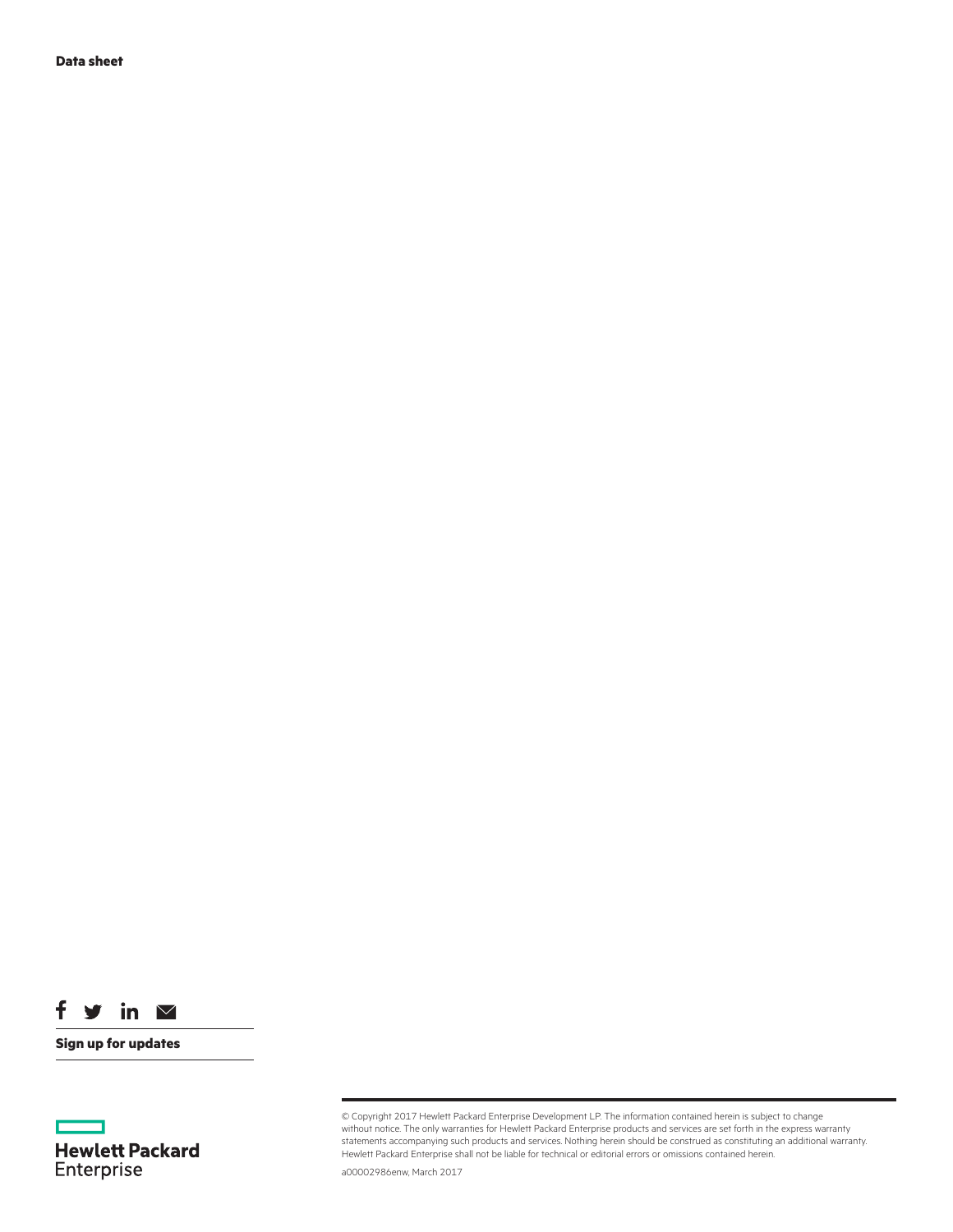**Sign up for updates**

Hewlett Packard Enterprise

© Copyright 2017 Hewlett Packard Enterprise Development LP. The information contained herein is subject to change without notice. The only warranties for Hewlett Packard Enterprise products and services are set forth in the express warranty statements accompanying such products and services. Nothing herein should be construed as constituting an additional warranty. Hewlett Packard Enterprise shall not be liable for technical or editorial errors or omissions contained herein.

a00002986enw, March 2017